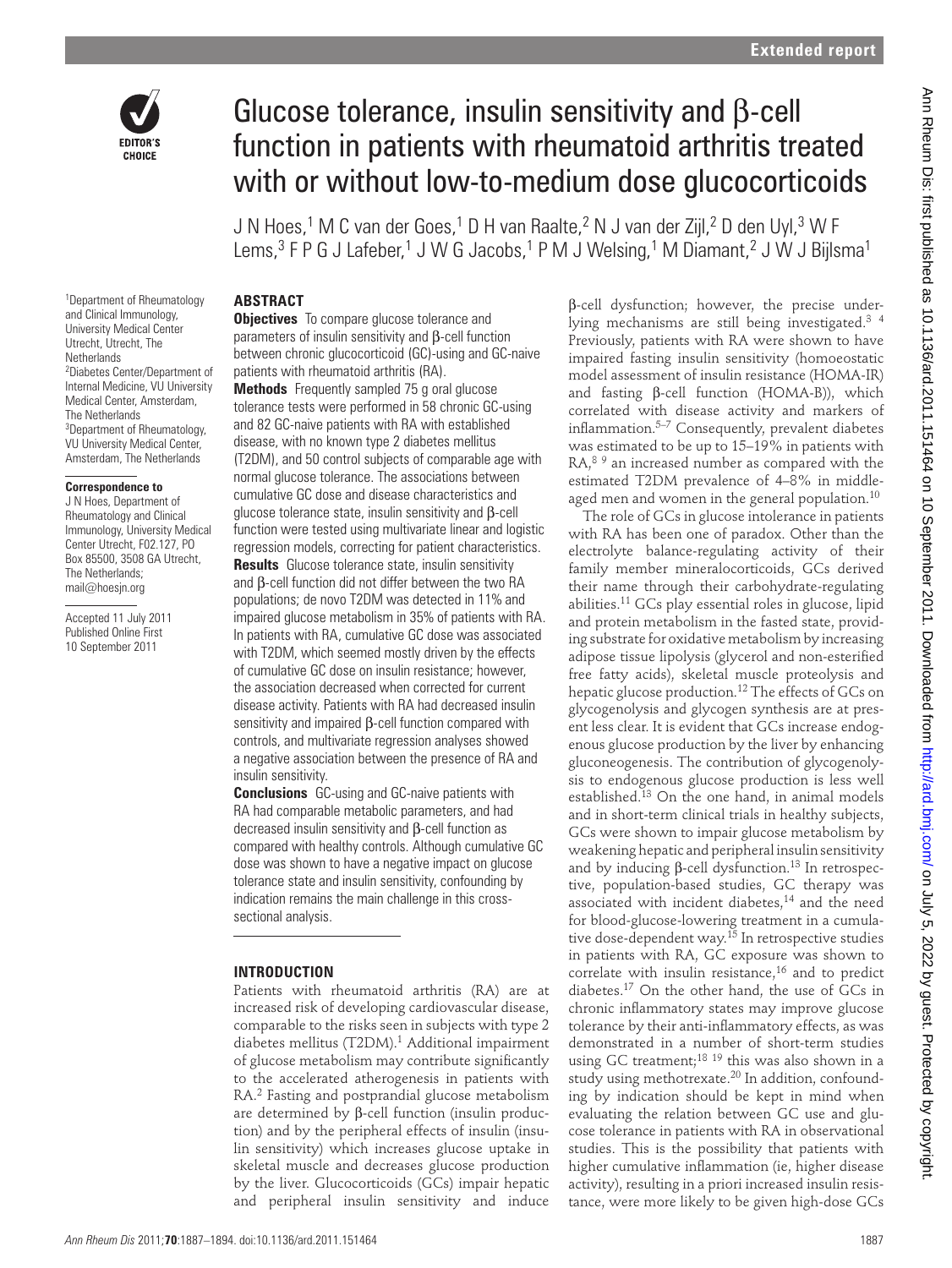# Glucose tolerance, insulin sensitivity and β-cell function in patients with rheumatoid arthritis treated with or without low-to-medium dose glucocorticoids

J N Hoes,[1] M C van der Goes,[1] D H van Raalte,[2] N J van der Zijl,[2] D den Uyl,[3] W F Lems,[3] F P G J Lafeber,[1] J W G Jacobs,[1] P M J Welsing,[1] M Diamant,[2] J W J Bijlsma[1]

[1]Department of Rheumatology and Clinical Immunology, University Medical Center Utrecht, Utrecht, The Netherlands
[2]Diabetes Center/Department of Internal Medicine, VU University Medical Center, Amsterdam, The Netherlands
[3]Department of Rheumatology, VU University Medical Center, Amsterdam, The Netherlands

**Correspondence to**
J N Hoes, Department of Rheumatology and Clinical Immunology, University Medical Center Utrecht, F02.127, PO Box 85500, 3508 GA Utrecht, The Netherlands; mail@hoesjn.org

Accepted 11 July 2011
Published Online First 10 September 2011

## ABSTRACT

**Objectives** To compare glucose tolerance and parameters of insulin sensitivity and β-cell function between chronic glucocorticoid (GC)-using and GC-naive patients with rheumatoid arthritis (RA).

**Methods** Frequently sampled 75 g oral glucose tolerance tests were performed in 58 chronic GC-using and 82 GC-naive patients with RA with established disease, with no known type 2 diabetes mellitus (T2DM), and 50 control subjects of comparable age with normal glucose tolerance. The associations between cumulative GC dose and disease characteristics and glucose tolerance state, insulin sensitivity and β-cell function were tested using multivariate linear and logistic regression models, correcting for patient characteristics.

**Results** Glucose tolerance state, insulin sensitivity and β-cell function did not differ between the two RA populations; de novo T2DM was detected in 11% and impaired glucose metabolism in 35% of patients with RA. In patients with RA, cumulative GC dose was associated with T2DM, which seemed mostly driven by the effects of cumulative GC dose on insulin resistance; however, the association decreased when corrected for current disease activity. Patients with RA had decreased insulin sensitivity and impaired β-cell function compared with controls, and multivariate regression analyses showed a negative association between the presence of RA and insulin sensitivity.

**Conclusions** GC-using and GC-naive patients with RA had comparable metabolic parameters, and had decreased insulin sensitivity and β-cell function as compared with healthy controls. Although cumulative GC dose was shown to have a negative impact on glucose tolerance state and insulin sensitivity, confounding by indication remains the main challenge in this cross-sectional analysis.

## INTRODUCTION

Patients with rheumatoid arthritis (RA) are at increased risk of developing cardiovascular disease, comparable to the risks seen in subjects with type 2 diabetes mellitus (T2DM).[1] Additional impairment of glucose metabolism may contribute significantly to the accelerated atherogenesis in patients with RA.[2] Fasting and postprandial glucose metabolism are determined by β-cell function (insulin production) and by the peripheral effects of insulin (insulin sensitivity) which increases glucose uptake in skeletal muscle and decreases glucose production by the liver. Glucocorticoids (GCs) impair hepatic and peripheral insulin sensitivity and induce β-cell dysfunction; however, the precise underlying mechanisms are still being investigated.[3 4] Previously, patients with RA were shown to have impaired fasting insulin sensitivity (homoeostatic model assessment of insulin resistance (HOMA-IR) and fasting β-cell function (HOMA-B)), which correlated with disease activity and markers of inflammation.[5–7] Consequently, prevalent diabetes was estimated to be up to 15–19% in patients with RA,[8 9] an increased number as compared with the estimated T2DM prevalence of 4–8% in middle-aged men and women in the general population.[10]

The role of GCs in glucose intolerance in patients with RA has been one of paradox. Other than the electrolyte balance-regulating activity of their family member mineralocorticoids, GCs derived their name through their carbohydrate-regulating abilities.[11] GCs play essential roles in glucose, lipid and protein metabolism in the fasted state, providing substrate for oxidative metabolism by increasing adipose tissue lipolysis (glycerol and non-esterified free fatty acids), skeletal muscle proteolysis and hepatic glucose production.[12] The effects of GCs on glycogenolysis and glycogen synthesis are at present less clear. It is evident that GCs increase endogenous glucose production by the liver by enhancing gluconeogenesis. The contribution of glycogenolysis to endogenous glucose production is less well established.[13] On the one hand, in animal models and in short-term clinical trials in healthy subjects, GCs were shown to impair glucose metabolism by weakening hepatic and peripheral insulin sensitivity and by inducing β-cell dysfunction.[13] In retrospective, population-based studies, GC therapy was associated with incident diabetes,[14] and the need for blood-glucose-lowering treatment in a cumulative dose-dependent way.[15] In retrospective studies in patients with RA, GC exposure was shown to correlate with insulin resistance,[16] and to predict diabetes.[17] On the other hand, the use of GCs in chronic inflammatory states may improve glucose tolerance by their anti-inflammatory effects, as was demonstrated in a number of short-term studies using GC treatment;[18 19] this was also shown in a study using methotrexate.[20] In addition, confounding by indication should be kept in mind when evaluating the relation between GC use and glucose tolerance in patients with RA in observational studies. This is the possibility that patients with higher cumulative inflammation (ie, higher disease activity), resulting in a priori increased insulin resistance, were more likely to be given high-dose GCs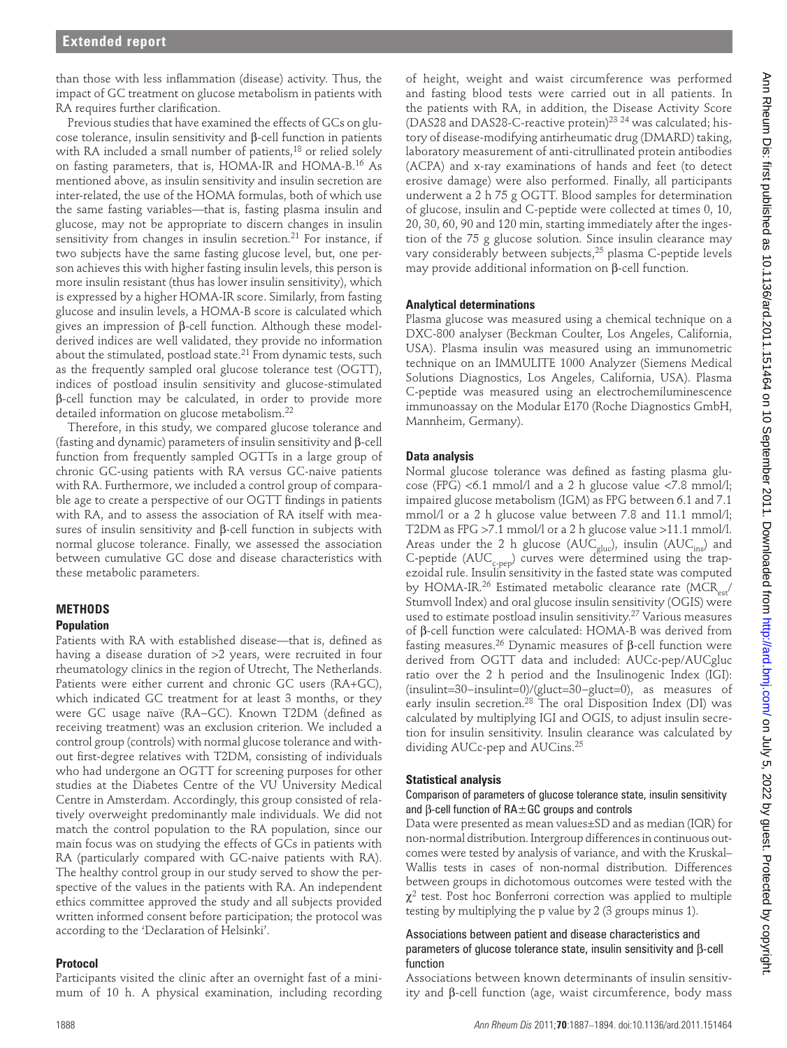than those with less inflammation (disease) activity. Thus, the impact of GC treatment on glucose metabolism in patients with RA requires further clarification.

Previous studies that have examined the effects of GCs on glucose tolerance, insulin sensitivity and β-cell function in patients with RA included a small number of patients,[18] or relied solely on fasting parameters, that is, HOMA-IR and HOMA-B.[16] As mentioned above, as insulin sensitivity and insulin secretion are inter-related, the use of the HOMA formulas, both of which use the same fasting variables—that is, fasting plasma insulin and glucose, may not be appropriate to discern changes in insulin sensitivity from changes in insulin secretion.[21] For instance, if two subjects have the same fasting glucose level, but, one person achieves this with higher fasting insulin levels, this person is more insulin resistant (thus has lower insulin sensitivity), which is expressed by a higher HOMA-IR score. Similarly, from fasting glucose and insulin levels, a HOMA-B score is calculated which gives an impression of β-cell function. Although these model-derived indices are well validated, they provide no information about the stimulated, postload state.[21] From dynamic tests, such as the frequently sampled oral glucose tolerance test (OGTT), indices of postload insulin sensitivity and glucose-stimulated β-cell function may be calculated, in order to provide more detailed information on glucose metabolism.[22]

Therefore, in this study, we compared glucose tolerance and (fasting and dynamic) parameters of insulin sensitivity and β-cell function from frequently sampled OGTTs in a large group of chronic GC-using patients with RA versus GC-naive patients with RA. Furthermore, we included a control group of comparable age to create a perspective of our OGTT findings in patients with RA, and to assess the association of RA itself with measures of insulin sensitivity and β-cell function in subjects with normal glucose tolerance. Finally, we assessed the association between cumulative GC dose and disease characteristics with these metabolic parameters.

## METHODS

### Population

Patients with RA with established disease—that is, defined as having a disease duration of >2 years, were recruited in four rheumatology clinics in the region of Utrecht, The Netherlands. Patients were either current and chronic GC users (RA+GC), which indicated GC treatment for at least 3 months, or they were GC usage naïve (RA−GC). Known T2DM (defined as receiving treatment) was an exclusion criterion. We included a control group (controls) with normal glucose tolerance and without first-degree relatives with T2DM, consisting of individuals who had undergone an OGTT for screening purposes for other studies at the Diabetes Centre of the VU University Medical Centre in Amsterdam. Accordingly, this group consisted of relatively overweight predominantly male individuals. We did not match the control population to the RA population, since our main focus was on studying the effects of GCs in patients with RA (particularly compared with GC-naive patients with RA). The healthy control group in our study served to show the perspective of the values in the patients with RA. An independent ethics committee approved the study and all subjects provided written informed consent before participation; the protocol was according to the 'Declaration of Helsinki'.

### Protocol

Participants visited the clinic after an overnight fast of a minimum of 10 h. A physical examination, including recording of height, weight and waist circumference was performed and fasting blood tests were carried out in all patients. In the patients with RA, in addition, the Disease Activity Score (DAS28 and DAS28-C-reactive protein)[23 24] was calculated; history of disease-modifying antirheumatic drug (DMARD) taking, laboratory measurement of anti-citrullinated protein antibodies (ACPA) and x-ray examinations of hands and feet (to detect erosive damage) were also performed. Finally, all participants underwent a 2 h 75 g OGTT. Blood samples for determination of glucose, insulin and C-peptide were collected at times 0, 10, 20, 30, 60, 90 and 120 min, starting immediately after the ingestion of the 75 g glucose solution. Since insulin clearance may vary considerably between subjects,[25] plasma C-peptide levels may provide additional information on β-cell function.

### Analytical determinations

Plasma glucose was measured using a chemical technique on a DXC-800 analyser (Beckman Coulter, Los Angeles, California, USA). Plasma insulin was measured using an immunometric technique on an IMMULITE 1000 Analyzer (Siemens Medical Solutions Diagnostics, Los Angeles, California, USA). Plasma C-peptide was measured using an electrochemiluminescence immunoassay on the Modular E170 (Roche Diagnostics GmbH, Mannheim, Germany).

### Data analysis

Normal glucose tolerance was defined as fasting plasma glucose (FPG) <6.1 mmol/l and a 2 h glucose value <7.8 mmol/l; impaired glucose metabolism (IGM) as FPG between 6.1 and 7.1 mmol/l or a 2 h glucose value between 7.8 and 11.1 mmol/l; T2DM as FPG >7.1 mmol/l or a 2 h glucose value >11.1 mmol/l. Areas under the 2 h glucose ($AUC_{gluc}$), insulin ($AUC_{ins}$) and C-peptide ($AUC_{c\text{-}pep}$) curves were determined using the trapezoidal rule. Insulin sensitivity in the fasted state was computed by HOMA-IR.[26] Estimated metabolic clearance rate ($MCR_{est}$/ Stumvoll Index) and oral glucose insulin sensitivity (OGIS) were used to estimate postload insulin sensitivity.[27] Various measures of β-cell function were calculated: HOMA-B was derived from fasting measures.[26] Dynamic measures of β-cell function were derived from OGTT data and included: AUCc-pep/AUCgluc ratio over the 2 h period and the Insulinogenic Index (IGI): (insulint=30−insulint=0)/(gluct=30−gluct=0), as measures of early insulin secretion.[28] The oral Disposition Index (DI) was calculated by multiplying IGI and OGIS, to adjust insulin secretion for insulin sensitivity. Insulin clearance was calculated by dividing AUCc-pep and AUCins.[25]

### Statistical analysis

#### Comparison of parameters of glucose tolerance state, insulin sensitivity and β-cell function of RA±GC groups and controls

Data were presented as mean values±SD and as median (IQR) for non-normal distribution. Intergroup differences in continuous outcomes were tested by analysis of variance, and with the Kruskal–Wallis tests in cases of non-normal distribution. Differences between groups in dichotomous outcomes were tested with the $\chi^2$ test. Post hoc Bonferroni correction was applied to multiple testing by multiplying the p value by 2 (3 groups minus 1).

#### Associations between patient and disease characteristics and parameters of glucose tolerance state, insulin sensitivity and β-cell function

Associations between known determinants of insulin sensitivity and β-cell function (age, waist circumference, body mass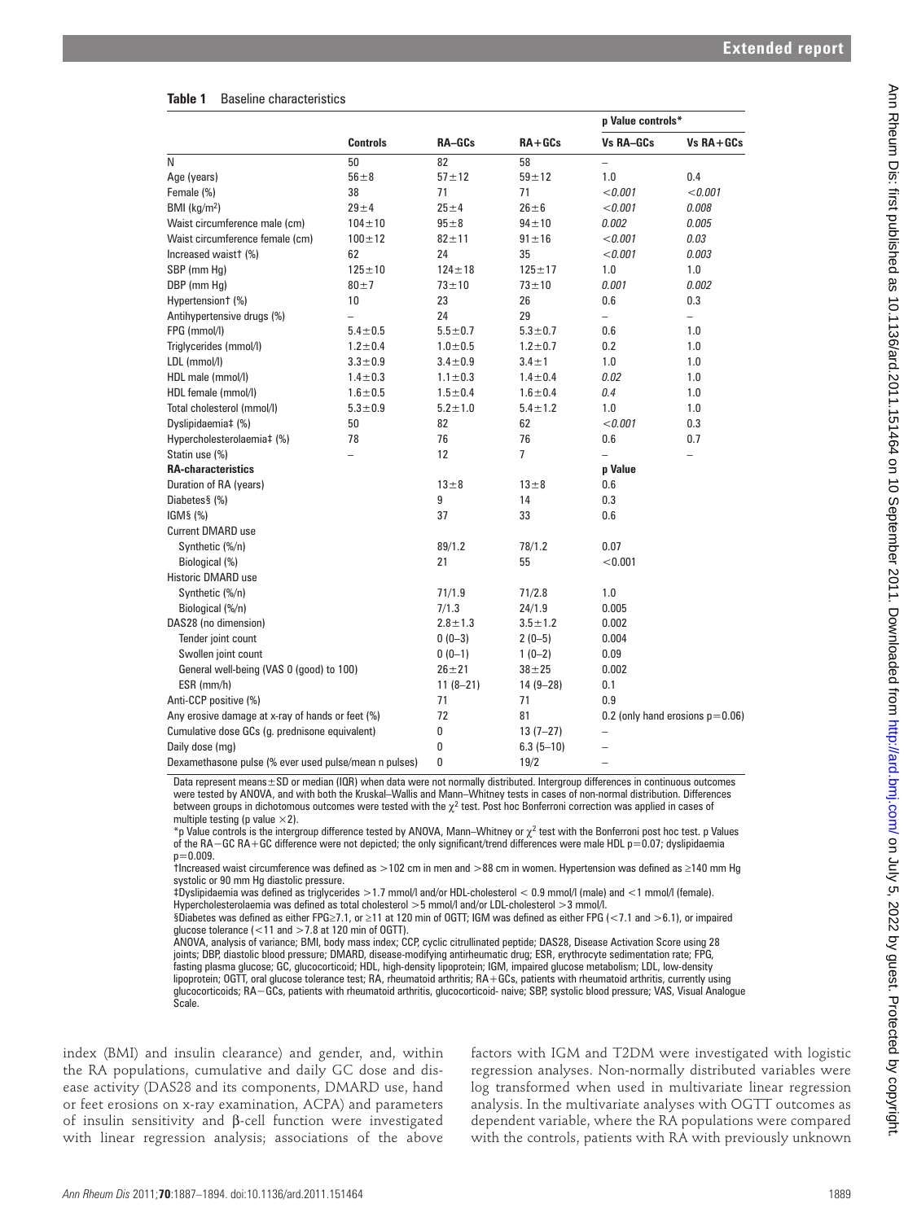**Table 1** Baseline characteristics

| | Controls | RA−GCs | RA+GCs | p Value controls* | |
|---|---|---|---|---|---|
| | | | | Vs RA−GCs | Vs RA+GCs |
| N | 50 | 82 | 58 | – | |
| Age (years) | 56±8 | 57±12 | 59±12 | 1.0 | 0.4 |
| Female (%) | 38 | 71 | 71 | *<0.001* | *<0.001* |
| BMI (kg/m²) | 29±4 | 25±4 | 26±6 | *<0.001* | *0.008* |
| Waist circumference male (cm) | 104±10 | 95±8 | 94±10 | *0.002* | *0.005* |
| Waist circumference female (cm) | 100±12 | 82±11 | 91±16 | *<0.001* | *0.03* |
| Increased waist† (%) | 62 | 24 | 35 | *<0.001* | *0.003* |
| SBP (mm Hg) | 125±10 | 124±18 | 125±17 | 1.0 | 1.0 |
| DBP (mm Hg) | 80±7 | 73±10 | 73±10 | *0.001* | *0.002* |
| Hypertension† (%) | 10 | 23 | 26 | 0.6 | 0.3 |
| Antihypertensive drugs (%) | – | 24 | 29 | – | – |
| FPG (mmol/l) | 5.4±0.5 | 5.5±0.7 | 5.3±0.7 | 0.6 | 1.0 |
| Triglycerides (mmol/l) | 1.2±0.4 | 1.0±0.5 | 1.2±0.7 | 0.2 | 1.0 |
| LDL (mmol/l) | 3.3±0.9 | 3.4±0.9 | 3.4±1 | 1.0 | 1.0 |
| HDL male (mmol/l) | 1.4±0.3 | 1.1±0.3 | 1.4±0.4 | *0.02* | 1.0 |
| HDL female (mmol/l) | 1.6±0.5 | 1.5±0.4 | 1.6±0.4 | *0.4* | 1.0 |
| Total cholesterol (mmol/l) | 5.3±0.9 | 5.2±1.0 | 5.4±1.2 | 1.0 | 1.0 |
| Dyslipidaemia‡ (%) | 50 | 82 | 62 | *<0.001* | 0.3 |
| Hypercholesterolaemia‡ (%) | 78 | 76 | 76 | 0.6 | 0.7 |
| Statin use (%) | – | 12 | 7 | – | – |
| **RA-characteristics** | | | | **p Value** | |
| Duration of RA (years) | | 13±8 | 13±8 | 0.6 | |
| Diabetes§ (%) | | 9 | 14 | 0.3 | |
| IGM§ (%) | | 37 | 33 | 0.6 | |
| Current DMARD use | | | | | |
| Synthetic (%/n) | | 89/1.2 | 78/1.2 | 0.07 | |
| Biological (%) | | 21 | 55 | <0.001 | |
| Historic DMARD use | | | | | |
| Synthetic (%/n) | | 71/1.9 | 71/2.8 | 1.0 | |
| Biological (%/n) | | 7/1.3 | 24/1.9 | 0.005 | |
| DAS28 (no dimension) | | 2.8±1.3 | 3.5±1.2 | 0.002 | |
| Tender joint count | | 0 (0–3) | 2 (0–5) | 0.004 | |
| Swollen joint count | | 0 (0–1) | 1 (0–2) | 0.09 | |
| General well-being (VAS 0 (good) to 100) | | 26±21 | 38±25 | 0.002 | |
| ESR (mm/h) | | 11 (8–21) | 14 (9–28) | 0.1 | |
| Anti-CCP positive (%) | | 71 | 71 | 0.9 | |
| Any erosive damage at x-ray of hands or feet (%) | | 72 | 81 | 0.2 (only hand erosions p=0.06) | |
| Cumulative dose GCs (g. prednisone equivalent) | | 0 | 13 (7–27) | – | |
| Daily dose (mg) | | 0 | 6.3 (5–10) | – | |
| Dexamethasone pulse (% ever used pulse/mean n pulses) | | 0 | 19/2 | – | |

Data represent means±SD or median (IQR) when data were not normally distributed. Intergroup differences in continuous outcomes were tested by ANOVA, and with both the Kruskal–Wallis and Mann–Whitney tests in cases of non-normal distribution. Differences between groups in dichotomous outcomes were tested with the $\chi^2$ test. Post hoc Bonferroni correction was applied in cases of multiple testing (p value ×2).

*p Value controls is the intergroup difference tested by ANOVA, Mann–Whitney or $\chi^2$ test with the Bonferroni post hoc test. p Values of the RA−GC RA+GC difference were not depicted; the only significant/trend differences were male HDL p=0.07; dyslipidaemia p=0.009.

†Increased waist circumference was defined as >102 cm in men and >88 cm in women. Hypertension was defined as ≥140 mm Hg systolic or 90 mm Hg diastolic pressure.

‡Dyslipidaemia was defined as triglycerides >1.7 mmol/l and/or HDL-cholesterol < 0.9 mmol/l (male) and <1 mmol/l (female). Hypercholesterolaemia was defined as total cholesterol >5 mmol/l and/or LDL-cholesterol >3 mmol/l.

§Diabetes was defined as either FPG≥7.1, or ≥11 at 120 min of OGTT; IGM was defined as either FPG (<7.1 and >6.1), or impaired glucose tolerance (<11 and >7.8 at 120 min of OGTT).

ANOVA, analysis of variance; BMI, body mass index; CCP, cyclic citrullinated peptide; DAS28, Disease Activation Score using 28 joints; DBP, diastolic blood pressure; DMARD, disease-modifying antirheumatic drug; ESR, erythrocyte sedimentation rate; FPG, fasting plasma glucose; GC, glucocorticoid; HDL, high-density lipoprotein; IGM, impaired glucose metabolism; LDL, low-density lipoprotein; OGTT, oral glucose tolerance test; RA, rheumatoid arthritis; RA+GCs, patients with rheumatoid arthritis, currently using glucocorticoids; RA−GCs, patients with rheumatoid arthritis, glucocorticoid- naive; SBP, systolic blood pressure; VAS, Visual Analogue Scale.

index (BMI) and insulin clearance) and gender, and, within the RA populations, cumulative and daily GC dose and disease activity (DAS28 and its components, DMARD use, hand or feet erosions on x-ray examination, ACPA) and parameters of insulin sensitivity and β-cell function were investigated with linear regression analysis; associations of the above factors with IGM and T2DM were investigated with logistic regression analyses. Non-normally distributed variables were log transformed when used in multivariate linear regression analysis. In the multivariate analyses with OGTT outcomes as dependent variable, where the RA populations were compared with the controls, patients with RA with previously unknown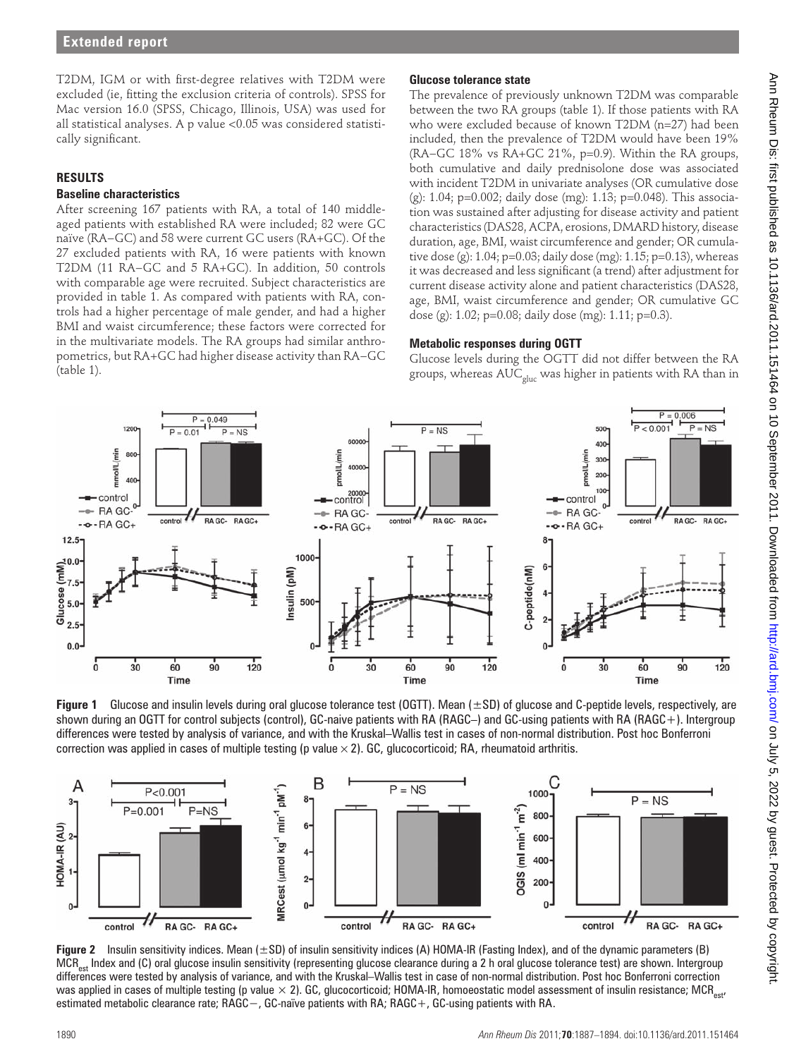T2DM, IGM or with first-degree relatives with T2DM were excluded (ie, fitting the exclusion criteria of controls). SPSS for Mac version 16.0 (SPSS, Chicago, Illinois, USA) was used for all statistical analyses. A p value <0.05 was considered statistically significant.

## RESULTS

### Baseline characteristics

After screening 167 patients with RA, a total of 140 middle-aged patients with established RA were included; 82 were GC naïve (RA−GC) and 58 were current GC users (RA+GC). Of the 27 excluded patients with RA, 16 were patients with known T2DM (11 RA−GC and 5 RA+GC). In addition, 50 controls with comparable age were recruited. Subject characteristics are provided in table 1. As compared with patients with RA, controls had a higher percentage of male gender, and had a higher BMI and waist circumference; these factors were corrected for in the multivariate models. The RA groups had similar anthropometrics, but RA+GC had higher disease activity than RA−GC (table 1).

### Glucose tolerance state

The prevalence of previously unknown T2DM was comparable between the two RA groups (table 1). If those patients with RA who were excluded because of known T2DM (n=27) had been included, then the prevalence of T2DM would have been 19% (RA−GC 18% vs RA+GC 21%, p=0.9). Within the RA groups, both cumulative and daily prednisolone dose was associated with incident T2DM in univariate analyses (OR cumulative dose (g): 1.04; p=0.002; daily dose (mg): 1.13; p=0.048). This association was sustained after adjusting for disease activity and patient characteristics (DAS28, ACPA, erosions, DMARD history, disease duration, age, BMI, waist circumference and gender; OR cumulative dose (g): 1.04; p=0.03; daily dose (mg): 1.15; p=0.13), whereas it was decreased and less significant (a trend) after adjustment for current disease activity alone and patient characteristics (DAS28, age, BMI, waist circumference and gender; OR cumulative GC dose (g): 1.02; p=0.08; daily dose (mg): 1.11; p=0.3).

### Metabolic responses during OGTT

Glucose levels during the OGTT did not differ between the RA groups, whereas $AUC_{gluc}$ was higher in patients with RA than in

**Figure 1** Glucose and insulin levels during oral glucose tolerance test (OGTT). Mean (±SD) of glucose and C-peptide levels, respectively, are shown during an OGTT for control subjects (control), GC-naive patients with RA (RAGC−) and GC-using patients with RA (RAGC+). Intergroup differences were tested by analysis of variance, and with the Kruskal–Wallis test in cases of non-normal distribution. Post hoc Bonferroni correction was applied in cases of multiple testing (p value × 2). GC, glucocorticoid; RA, rheumatoid arthritis.

**Figure 2** Insulin sensitivity indices. Mean (±SD) of insulin sensitivity indices (A) HOMA-IR (Fasting Index), and of the dynamic parameters (B) $MCR_{est}$ Index and (C) oral glucose insulin sensitivity (representing glucose clearance during a 2 h oral glucose tolerance test) are shown. Intergroup differences were tested by analysis of variance, and with the Kruskal–Wallis test in case of non-normal distribution. Post hoc Bonferroni correction was applied in cases of multiple testing (p value × 2). GC, glucocorticoid; HOMA-IR, homoeostatic model assessment of insulin resistance; $MCR_{est}$, estimated metabolic clearance rate; RAGC−, GC-naïve patients with RA; RAGC+, GC-using patients with RA.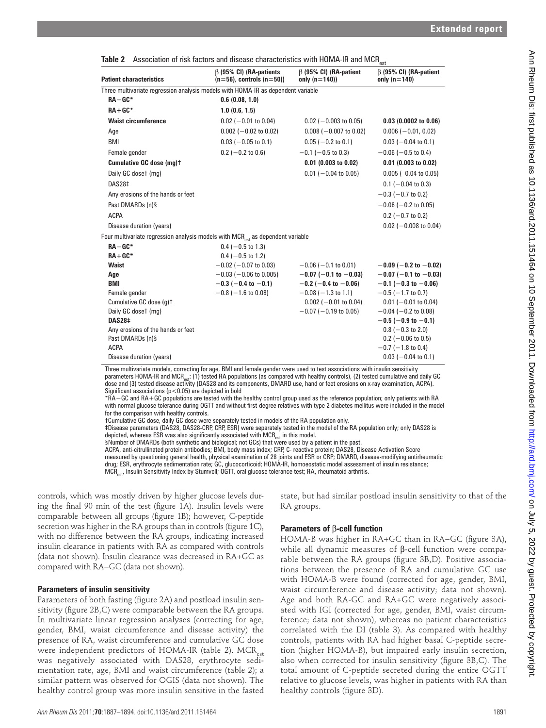**Table 2** Association of risk factors and disease characteristics with HOMA-IR and $MCR_{est}$

| Patient characteristics | β (95% CI) (RA-patients (n=56), controls (n=50)) | β (95% CI) (RA-patient only (n=140)) | β (95% CI) (RA-patient only (n=140) |
|---|---|---|---|
| Three multivariate regression analysis models with HOMA-IR as dependent variable | | | |
| **RA−GC*** | **0.6 (0.08, 1.0)** | | |
| **RA+GC*** | **1.0 (0.6, 1.5)** | | |
| **Waist circumference** | 0.02 (−0.01 to 0.04) | 0.02 (−0.003 to 0.05) | **0.03 (0.0002 to 0.06)** |
| Age | 0.002 (−0.02 to 0.02) | 0.008 (−0.007 to 0.02) | 0.006 (−0.01, 0.02) |
| BMI | 0.03 (−0.05 to 0.1) | 0.05 (−0.2 to 0.1) | 0.03 (−0.04 to 0.1) |
| Female gender | 0.2 (−0.2 to 0.6) | −0.1 (−0.5 to 0.3) | −0.06 (−0.5 to 0.4) |
| **Cumulative GC dose (mg)†** | | **0.01 (0.003 to 0.02)** | **0.01 (0.003 to 0.02)** |
| Daily GC dose† (mg) | | 0.01 (−0.04 to 0.05) | 0.005 (–0.04 to 0.05) |
| DAS28‡ | | | 0.1 (−0.04 to 0.3) |
| Any erosions of the hands or feet | | | −0.3 (−0.7 to 0.2) |
| Past DMARDs (n)§ | | | −0.06 (−0.2 to 0.05) |
| ACPA | | | 0.2 (−0.7 to 0.2) |
| Disease duration (years) | | | 0.02 (−0.008 to 0.04) |
| Four multivariate regression analysis models with $MCR_{est}$ as dependent variable | | | |
| **RA−GC*** | 0.4 (−0.5 to 1.3) | | |
| **RA+GC*** | 0.4 (−0.5 to 1.2) | | |
| **Waist** | −0.02 (−0.07 to 0.03) | −0.06 (−0.1 to 0.01) | **−0.09 (−0.2 to −0.02)** |
| **Age** | −0.03 (−0.06 to 0.005) | **−0.07 (−0.1 to −0.03)** | **−0.07 (−0.1 to −0.03)** |
| **BMI** | **−0.3 (−0.4 to −0.1)** | **−0.2 (−0.4 to −0.06)** | **−0.1 (−0.3 to −0.06)** |
| Female gender | −0.8 (−1.6 to 0.08) | −0.08 (−1.3 to 1.1) | −0.5 (−1.7 to 0.7) |
| Cumulative GC dose (g)† | | 0.002 (−0.01 to 0.04) | 0.01 (−0.01 to 0.04) |
| Daily GC dose† (mg) | | −0.07 (−0.19 to 0.05) | −0.04 (−0.2 to 0.08) |
| **DAS28‡** | | | **−0.5 (−0.9 to −0.1)** |
| Any erosions of the hands or feet | | | 0.8 (−0.3 to 2.0) |
| Past DMARDs (n)§ | | | 0.2 (−0.06 to 0.5) |
| ACPA | | | −0.7 (−1.8 to 0.4) |
| Disease duration (years) | | | 0.03 (−0.04 to 0.1) |

Three multivariate models, correcting for age, BMI and female gender were used to test associations with insulin sensitivity parameters HOMA-IR and $MCR_{est}$: (1) tested RA populations (as compared with healthy controls), (2) tested cumulative and daily GC dose and (3) tested disease activity (DAS28 and its components, DMARD use, hand or feet erosions on x-ray examination, ACPA). Significant associations ($p<0.05$) are depicted in bold

*RA−GC and RA+GC populations are tested with the healthy control group used as the reference population; only patients with RA with normal glucose tolerance during OGTT and without first-degree relatives with type 2 diabetes mellitus were included in the model for the comparison with healthy controls.

†Cumulative GC dose, daily GC dose were separately tested in models of the RA population only.

‡Disease parameters (DAS28, DAS28-CRP, CRP, ESR) were separately tested in the model of the RA population only; only DAS28 is depicted, whereas ESR was also significantly associated with $MCR_{est}$ in this model.

§Number of DMARDs (both synthetic and biological; not GCs) that were used by a patient in the past.

ACPA, anti-citrullinated protein antibodies; BMI, body mass index; CRP, C- reactive protein; DAS28, Disease Activation Score measured by questioning general health, physical examination of 28 joints and ESR or CRP; DMARD, disease-modifying antirheumatic drug; ESR, erythrocyte sedimentation rate; GC, glucocorticoid; HOMA-IR, homoeostatic model assessment of insulin resistance; $MCR_{est}$, Insulin Sensitivity Index by Stumvoll; OGTT, oral glucose tolerance test; RA, rheumatoid arthritis.

controls, which was mostly driven by higher glucose levels during the final 90 min of the test (figure 1A). Insulin levels were comparable between all groups (figure 1B); however, C-peptide secretion was higher in the RA groups than in controls (figure 1C), with no difference between the RA groups, indicating increased insulin clearance in patients with RA as compared with controls (data not shown). Insulin clearance was decreased in RA+GC as compared with RA–GC (data not shown).

### Parameters of insulin sensitivity

Parameters of both fasting (figure 2A) and postload insulin sensitivity (figure 2B,C) were comparable between the RA groups. In multivariate linear regression analyses (correcting for age, gender, BMI, waist circumference and disease activity) the presence of RA, waist circumference and cumulative GC dose were independent predictors of HOMA-IR (table 2). $MCR_{est}$ was negatively associated with DAS28, erythrocyte sedimentation rate, age, BMI and waist circumference (table 2); a similar pattern was observed for OGIS (data not shown). The healthy control group was more insulin sensitive in the fasted state, but had similar postload insulin sensitivity to that of the RA groups.

### Parameters of β-cell function

HOMA-B was higher in RA+GC than in RA–GC (figure 3A), while all dynamic measures of β-cell function were comparable between the RA groups (figure 3B,D). Positive associations between the presence of RA and cumulative GC use with HOMA-B were found (corrected for age, gender, BMI, waist circumference and disease activity; data not shown). Age and both RA-GC and RA+GC were negatively associated with IGI (corrected for age, gender, BMI, waist circumference; data not shown), whereas no patient characteristics correlated with the DI (table 3). As compared with healthy controls, patients with RA had higher basal C-peptide secretion (higher HOMA-B), but impaired early insulin secretion, also when corrected for insulin sensitivity (figure 3B,C). The total amount of C-peptide secreted during the entire OGTT relative to glucose levels, was higher in patients with RA than healthy controls (figure 3D).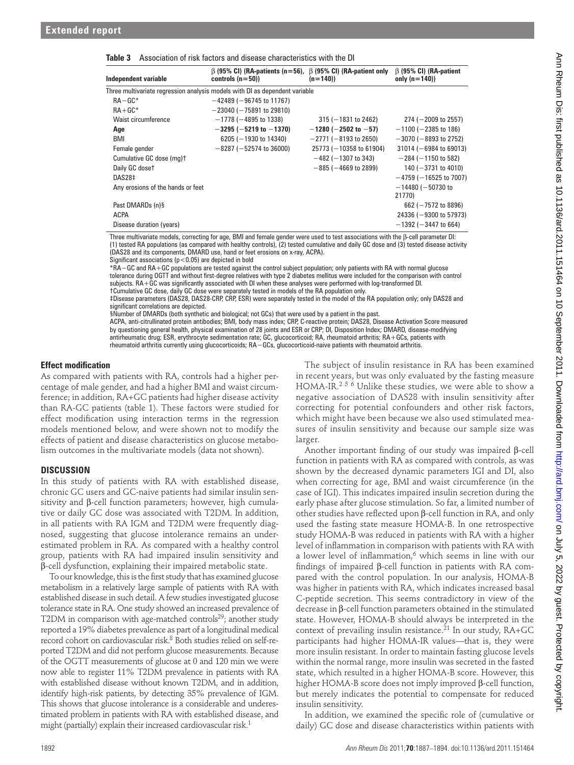**Table 3** Association of risk factors and disease characteristics with the DI

| Independent variable | β (95% CI) (RA-patients (n=56), controls (n=50)) | β (95% CI) (RA-patient only (n=140)) | β (95% CI) (RA-patient only (n=140)) |
|---|---|---|---|
| Three multivariate regression analysis models with DI as dependent variable | | | |
| RA−GC* | −42489 (−96745 to 11767) | | |
| RA+GC* | −23040 (−75891 to 29810) | | |
| Waist circumference | −1778 (−4895 to 1338) | 315 (−1831 to 2462) | 274 (−2009 to 2557) |
| **Age** | **−3295 (−5219 to −1370)** | **−1280 (−2502 to −57)** | −1100 (−2385 to 186) |
| BMI | 6205 (−1930 to 14340) | −2771 (−8193 to 2650) | −3070 (−8893 to 2752) |
| Female gender | −8287 (−52574 to 36000) | 25773 (−10358 to 61904) | 31014 (−6984 to 69013) |
| Cumulative GC dose (mg)† | | −482 (−1307 to 343) | −284 (−1150 to 582) |
| Daily GC dose† | | −885 (−4669 to 2899) | 140 (−3731 to 4010) |
| DAS28‡ | | | −4759 (−16525 to 7007) |
| Any erosions of the hands or feet | | | −14480 (−50730 to 21770) |
| Past DMARDs (n)§ | | | 662 (−7572 to 8896) |
| ACPA | | | 24336 (−9300 to 57973) |
| Disease duration (years) | | | −1392 (−3447 to 664) |

Three multivariate models, correcting for age, BMI and female gender were used to test associations with the β-cell parameter DI: (1) tested RA populations (as compared with healthy controls), (2) tested cumulative and daily GC dose and (3) tested disease activity (DAS28 and its components, DMARD use, hand or feet erosions on x-ray, ACPA).

Significant associations ($p<0.05$) are depicted in bold

*RA−GC and RA+GC populations are tested against the control subject population; only patients with RA with normal glucose tolerance during OGTT and without first-degree relatives with type 2 diabetes mellitus were included for the comparison with control subjects. RA+GC was significantly associated with DI when these analyses were performed with log-transformed DI.

†Cumulative GC dose, daily GC dose were separately tested in models of the RA population only.

‡Disease parameters (DAS28, DAS28-CRP, CRP, ESR) were separately tested in the model of the RA population only; only DAS28 and significant correlations are depicted.

§Number of DMARDs (both synthetic and biological; not GCs) that were used by a patient in the past.

ACPA, anti-citrullinated protein antibodies; BMI, body mass index; CRP, C-reactive protein; DAS28, Disease Activation Score measured by questioning general health, physical examination of 28 joints and ESR or CRP; DI, Disposition Index; DMARD, disease-modifying antirheumatic drug; ESR, erythrocyte sedimentation rate; GC, glucocorticoid; RA, rheumatoid arthritis; RA+GCs, patients with rheumatoid arthritis currently using glucocorticoids; RA−GCs, glucocorticoid-naive patients with rheumatoid arthritis.

### Effect modification

As compared with patients with RA, controls had a higher percentage of male gender, and had a higher BMI and waist circumference; in addition, RA+GC patients had higher disease activity than RA-GC patients (table 1). These factors were studied for effect modification using interaction terms in the regression models mentioned below, and were shown not to modify the effects of patient and disease characteristics on glucose metabolism outcomes in the multivariate models (data not shown).

## DISCUSSION

In this study of patients with RA with established disease, chronic GC users and GC-naive patients had similar insulin sensitivity and β-cell function parameters; however, high cumulative or daily GC dose was associated with T2DM. In addition, in all patients with RA IGM and T2DM were frequently diagnosed, suggesting that glucose intolerance remains an underestimated problem in RA. As compared with a healthy control group, patients with RA had impaired insulin sensitivity and β-cell dysfunction, explaining their impaired metabolic state.

To our knowledge, this is the first study that has examined glucose metabolism in a relatively large sample of patients with RA with established disease in such detail. A few studies investigated glucose tolerance state in RA. One study showed an increased prevalence of T2DM in comparison with age-matched controls[29]; another study reported a 19% diabetes prevalence as part of a longitudinal medical record cohort on cardiovascular risk.[8] Both studies relied on self-reported T2DM and did not perform glucose measurements. Because of the OGTT measurements of glucose at 0 and 120 min we were now able to register 11% T2DM prevalence in patients with RA with established disease without known T2DM, and in addition, identify high-risk patients, by detecting 35% prevalence of IGM. This shows that glucose intolerance is a considerable and underestimated problem in patients with RA with established disease, and might (partially) explain their increased cardiovascular risk.[1]

The subject of insulin resistance in RA has been examined in recent years, but was only evaluated by the fasting measure HOMA-IR.[2 5 6] Unlike these studies, we were able to show a negative association of DAS28 with insulin sensitivity after correcting for potential confounders and other risk factors, which might have been because we also used stimulated measures of insulin sensitivity and because our sample size was larger.

Another important finding of our study was impaired β-cell function in patients with RA as compared with controls, as was shown by the decreased dynamic parameters IGI and DI, also when correcting for age, BMI and waist circumference (in the case of IGI). This indicates impaired insulin secretion during the early phase after glucose stimulation. So far, a limited number of other studies have reflected upon β-cell function in RA, and only used the fasting state measure HOMA-B. In one retrospective study HOMA-B was reduced in patients with RA with a higher level of inflammation in comparison with patients with RA with a lower level of inflammation,[6] which seems in line with our findings of impaired β-cell function in patients with RA compared with the control population. In our analysis, HOMA-B was higher in patients with RA, which indicates increased basal C-peptide secretion. This seems contradictory in view of the decrease in β-cell function parameters obtained in the stimulated state. However, HOMA-B should always be interpreted in the context of prevailing insulin resistance.[21] In our study, RA+GC participants had higher HOMA-IR values—that is, they were more insulin resistant. In order to maintain fasting glucose levels within the normal range, more insulin was secreted in the fasted state, which resulted in a higher HOMA-B score. However, this higher HOMA-B score does not imply improved β-cell function, but merely indicates the potential to compensate for reduced insulin sensitivity.

In addition, we examined the specific role of (cumulative or daily) GC dose and disease characteristics within patients with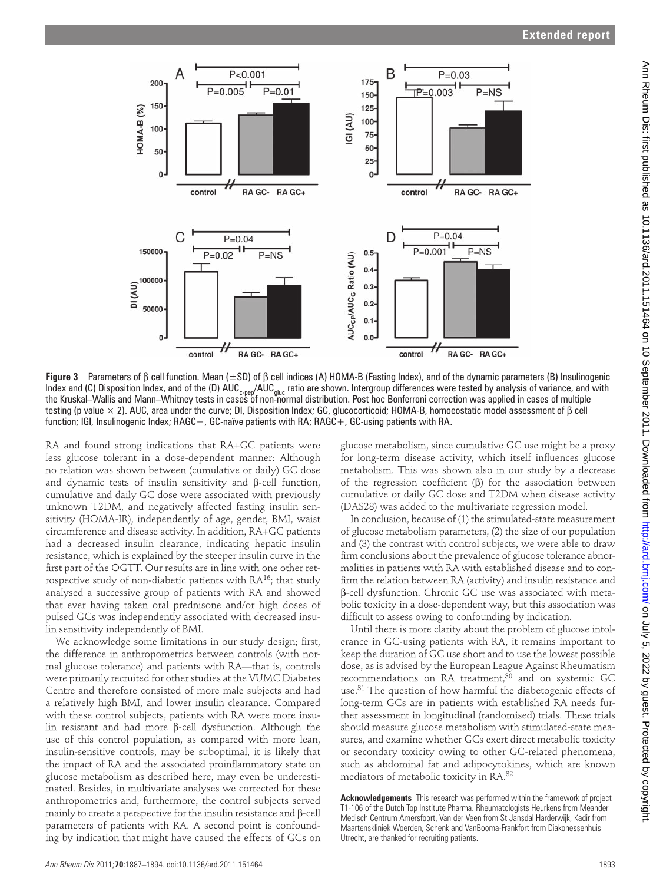**Figure 3** Parameters of β cell function. Mean (±SD) of β cell indices (A) HOMA-B (Fasting Index), and of the dynamic parameters (B) Insulinogenic Index and (C) Disposition Index, and of the (D) $AUC_{c\text{-}pep}/AUC_{gluc}$ ratio are shown. Intergroup differences were tested by analysis of variance, and with the Kruskal–Wallis and Mann–Whitney tests in cases of non-normal distribution. Post hoc Bonferroni correction was applied in cases of multiple testing (p value × 2). AUC, area under the curve; DI, Disposition Index; GC, glucocorticoid; HOMA-B, homoeostatic model assessment of β cell function; IGI, Insulinogenic Index; RAGC−, GC-naïve patients with RA; RAGC+, GC-using patients with RA.

RA and found strong indications that RA+GC patients were less glucose tolerant in a dose-dependent manner: Although no relation was shown between (cumulative or daily) GC dose and dynamic tests of insulin sensitivity and β-cell function, cumulative and daily GC dose were associated with previously unknown T2DM, and negatively affected fasting insulin sensitivity (HOMA-IR), independently of age, gender, BMI, waist circumference and disease activity. In addition, RA+GC patients had a decreased insulin clearance, indicating hepatic insulin resistance, which is explained by the steeper insulin curve in the first part of the OGTT. Our results are in line with one other retrospective study of non-diabetic patients with RA[16]; that study analysed a successive group of patients with RA and showed that ever having taken oral prednisone and/or high doses of pulsed GCs was independently associated with decreased insulin sensitivity independently of BMI.

We acknowledge some limitations in our study design; first, the difference in anthropometrics between controls (with normal glucose tolerance) and patients with RA—that is, controls were primarily recruited for other studies at the VUMC Diabetes Centre and therefore consisted of more male subjects and had a relatively high BMI, and lower insulin clearance. Compared with these control subjects, patients with RA were more insulin resistant and had more β-cell dysfunction. Although the use of this control population, as compared with more lean, insulin-sensitive controls, may be suboptimal, it is likely that the impact of RA and the associated proinflammatory state on glucose metabolism as described here, may even be underestimated. Besides, in multivariate analyses we corrected for these anthropometrics and, furthermore, the control subjects served mainly to create a perspective for the insulin resistance and β-cell parameters of patients with RA. A second point is confounding by indication that might have caused the effects of GCs on glucose metabolism, since cumulative GC use might be a proxy for long-term disease activity, which itself influences glucose metabolism. This was shown also in our study by a decrease of the regression coefficient (β) for the association between cumulative or daily GC dose and T2DM when disease activity (DAS28) was added to the multivariate regression model.

In conclusion, because of (1) the stimulated-state measurement of glucose metabolism parameters, (2) the size of our population and (3) the contrast with control subjects, we were able to draw firm conclusions about the prevalence of glucose tolerance abnormalities in patients with RA with established disease and to confirm the relation between RA (activity) and insulin resistance and β-cell dysfunction. Chronic GC use was associated with metabolic toxicity in a dose-dependent way, but this association was difficult to assess owing to confounding by indication.

Until there is more clarity about the problem of glucose intolerance in GC-using patients with RA, it remains important to keep the duration of GC use short and to use the lowest possible dose, as is advised by the European League Against Rheumatism recommendations on RA treatment,[30] and on systemic GC use.[31] The question of how harmful the diabetogenic effects of long-term GCs are in patients with established RA needs further assessment in longitudinal (randomised) trials. These trials should measure glucose metabolism with stimulated-state measures, and examine whether GCs exert direct metabolic toxicity or secondary toxicity owing to other GC-related phenomena, such as abdominal fat and adipocytokines, which are known mediators of metabolic toxicity in RA.[32]

**Acknowledgements** This research was performed within the framework of project T1-106 of the Dutch Top Institute Pharma. Rheumatologists Heurkens from Meander Medisch Centrum Amersfoort, Van der Veen from St Jansdal Harderwijk, Kadir from Maartenskliniek Woerden, Schenk and VanBooma-Frankfort from Diakonessenhuis Utrecht, are thanked for recruiting patients.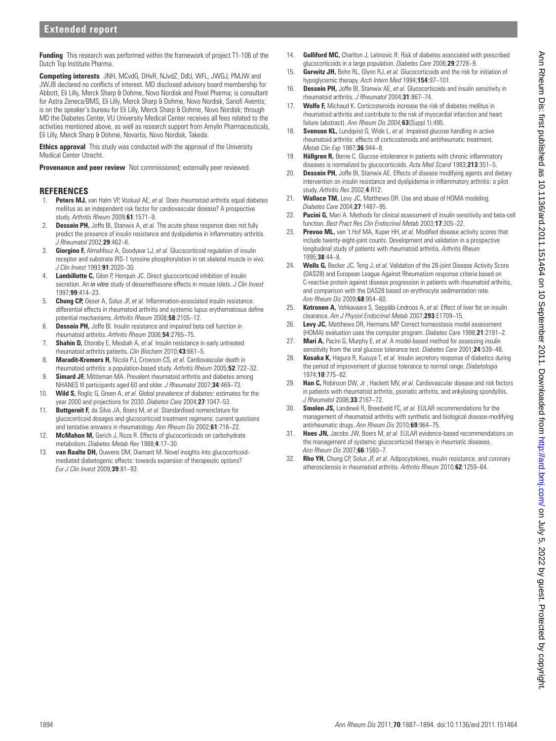**Funding** This research was performed within the framework of project T1-106 of the Dutch Top Institute Pharma.

**Competing interests** JNH, MCvdG, DHvR, NJvdZ, DdU, WFL, JWGJ, PMJW and JWJB declared no conflicts of interest. MD disclosed advisory board membership for Abbott, Eli Lilly, Merck Sharp & Dohme, Novo Nordisk and Poxel Pharma; is consultant for Astra Zeneca/BMS, Eli Lilly, Merck Sharp & Dohme, Novo Nordisk, Sanofi Aventis; is on the speaker's bureau for Eli Lilly, Merck Sharp & Dohme, Novo Nordisk; through MD the Diabetes Center, VU University Medical Center receives all fees related to the activities mentioned above, as well as research support from Amylin Pharmaceuticals, Eli Lilly, Merck Sharp & Dohme, Novartis, Novo Nordisk, Takeda.

**Ethics approval** This study was conducted with the approval of the University Medical Center Utrecht.

**Provenance and peer review** Not commissioned; externally peer reviewed.

## REFERENCES

1. **Peters MJ,** van Halm VP, Voskuyl AE, *et al.* Does rheumatoid arthritis equal diabetes mellitus as an independent risk factor for cardiovascular disease? A prospective study. *Arthritis Rheum* 2009;**61**:1571–9.
2. **Dessein PH,** Joffe BI, Stanwix A, *et al.* The acute phase response does not fully predict the presence of insulin resistance and dyslipidemia in inflammatory arthritis. *J Rheumatol* 2002;**29**:462–6.
3. **Giorgino F,** Almahfouz A, Goodyear LJ, *et al.* Glucocorticoid regulation of insulin receptor and substrate IRS-1 tyrosine phosphorylation in rat skeletal muscle in vivo. *J Clin Invest* 1993;**91**:2020–30.
4. **Lambillotte C,** Gilon P, Henquin JC. Direct glucocorticoid inhibition of insulin secretion. An *in vitro* study of dexamethasone effects in mouse islets. *J Clin Invest* 1997;**99**:414–23.
5. **Chung CP,** Oeser A, Solus JF, *et al.* Inflammation-associated insulin resistance: differential effects in rheumatoid arthritis and systemic lupus erythematosus define potential mechanisms. *Arthritis Rheum* 2008;**58**:2105–12.
6. **Dessein PH,** Joffe BI. Insulin resistance and impaired beta cell function in rheumatoid arthritis. *Arthritis Rheum* 2006;**54**:2765–75.
7. **Shahin D,** Eltoraby E, Mesbah A, *et al.* Insulin resistance in early untreated rheumatoid arthritis patients. *Clin Biochem* 2010;**43**:661–5.
8. **Maradit-Kremers H,** Nicola PJ, Crowson CS, *et al.* Cardiovascular death in rheumatoid arthritis: a population-based study. *Arthritis Rheum* 2005;**52**:722–32.
9. **Simard JF,** Mittleman MA. Prevalent rheumatoid arthritis and diabetes among NHANES III participants aged 60 and older. *J Rheumatol* 2007;**34**:469–73.
10. **Wild S,** Roglic G, Green A, *et al.* Global prevalence of diabetes: estimates for the year 2000 and projections for 2030. *Diabetes Care* 2004;**27**:1047–53.
11. **Buttgereit F,** da Silva JA, Boers M, *et al.* Standardised nomenclature for glucocorticoid dosages and glucocorticoid treatment regimens: current questions and tentative answers in rheumatology. *Ann Rheum Dis* 2002;**61**:718–22.
12. **McMahon M,** Gerich J, Rizza R. Effects of glucocorticoids on carbohydrate metabolism. *Diabetes Metab Rev* 1988;**4**:17–30.
13. **van Raalte DH,** Ouwens DM, Diamant M. Novel insights into glucocorticoid-mediated diabetogenic effects: towards expansion of therapeutic options? *Eur J Clin Invest* 2009;**39**:81–93.
14. **Gulliford MC,** Charlton J, Latinovic R. Risk of diabetes associated with prescribed glucocorticoids in a large population. *Diabetes Care* 2006;**29**:2728–9.
15. **Gurwitz JH,** Bohn RL, Glynn RJ, *et al.* Glucocorticoids and the risk for initiation of hypoglycemic therapy. *Arch Intern Med* 1994;**154**:97–101.
16. **Dessein PH,** Joffe BI, Stanwix AE, *et al.* Glucocorticoids and insulin sensitivity in rheumatoid arthritis. *J Rheumatol* 2004;**31**:867–74.
17. **Wolfe F,** Michaud K. Corticosteroids increase the risk of diabetes mellitus in rheumatoid arthritis and contribute to the risk of myocardial infarction and heart failure (abstract). *Ann Rheum Dis 2004;* **63**(Suppl 1):495.
18. **Svenson KL,** Lundqvist G, Wide L, *et al.* Impaired glucose handling in active rheumatoid arthritis: effects of corticosteroids and antirheumatic treatment. *Metab Clin Exp* 1987;**36**:944–8.
19. **Hällgren R,** Berne C. Glucose intolerance in patients with chronic inflammatory diseases is normalized by glucocorticoids. *Acta Med Scand* 1983;**213**:351–5.
20. **Dessein PH,** Joffe BI, Stanwix AE. Effects of disease modifying agents and dietary intervention on insulin resistance and dyslipidemia in inflammatory arthritis: a pilot study. *Arthritis Res* 2002;**4**:R12.
21. **Wallace TM,** Levy JC, Matthews DR. Use and abuse of HOMA modeling. *Diabetes Care* 2004;**27**:1487–95.
22. **Pacini G,** Mari A. Methods for clinical assessment of insulin sensitivity and beta-cell function. *Best Pract Res Clin Endocrinol Metab* 2003;**17**:305–22.
23. **Prevoo ML,** van 't Hof MA, Kuper HH, *et al.* Modified disease activity scores that include twenty-eight-joint counts. Development and validation in a prospective longitudinal study of patients with rheumatoid arthritis. *Arthritis Rheum* 1995;**38**:44–8.
24. **Wells G,** Becker JC, Teng J, *et al.* Validation of the 28-joint Disease Activity Score (DAS28) and European League Against Rheumatism response criteria based on C-reactive protein against disease progression in patients with rheumatoid arthritis, and comparison with the DAS28 based on erythrocyte sedimentation rate. *Ann Rheum Dis* 2009;**68**:954–60.
25. **Kotronen A,** Vehkavaara S, Seppälä-Lindroos A, *et al.* Effect of liver fat on insulin clearance. *Am J Physiol Endocrinol Metab* 2007;**293**:E1709–15.
26. **Levy JC,** Matthews DR, Hermans MP. Correct homeostasis model assessment (HOMA) evaluation uses the computer program. *Diabetes Care* 1998;**21**:2191–2.
27. **Mari A,** Pacini G, Murphy E, *et al.* A model-based method for assessing insulin sensitivity from the oral glucose tolerance test. *Diabetes Care* 2001;**24**:539–48.
28. **Kosaka K,** Hagura R, Kuzuya T, *et al.* Insulin secretory response of diabetics during the period of improvement of glucose tolerance to normal range. *Diabetologia* 1974;**10**:775–82.
29. **Han C,** Robinson DW, Jr , Hackett MV, *et al.* Cardiovascular disease and risk factors in patients with rheumatoid arthritis, psoriatic arthritis, and ankylosing spondylitis. *J Rheumatol* 2006;**33**:2167–72.
30. **Smolen JS,** Landewé R, Breedveld FC, *et al.* EULAR recommendations for the management of rheumatoid arthritis with synthetic and biological disease-modifying antirheumatic drugs. *Ann Rheum Dis* 2010;**69**:964–75.
31. **Hoes JN,** Jacobs JW, Boers M, *et al.* EULAR evidence-based recommendations on the management of systemic glucocorticoid therapy in rheumatic diseases. *Ann Rheum Dis* 2007;**66**:1560–7.
32. **Rho YH,** Chung CP, Solus JF, *et al.* Adipocytokines, insulin resistance, and coronary atherosclerosis in rheumatoid arthritis. *Arthritis Rheum* 2010;**62**:1259–64.